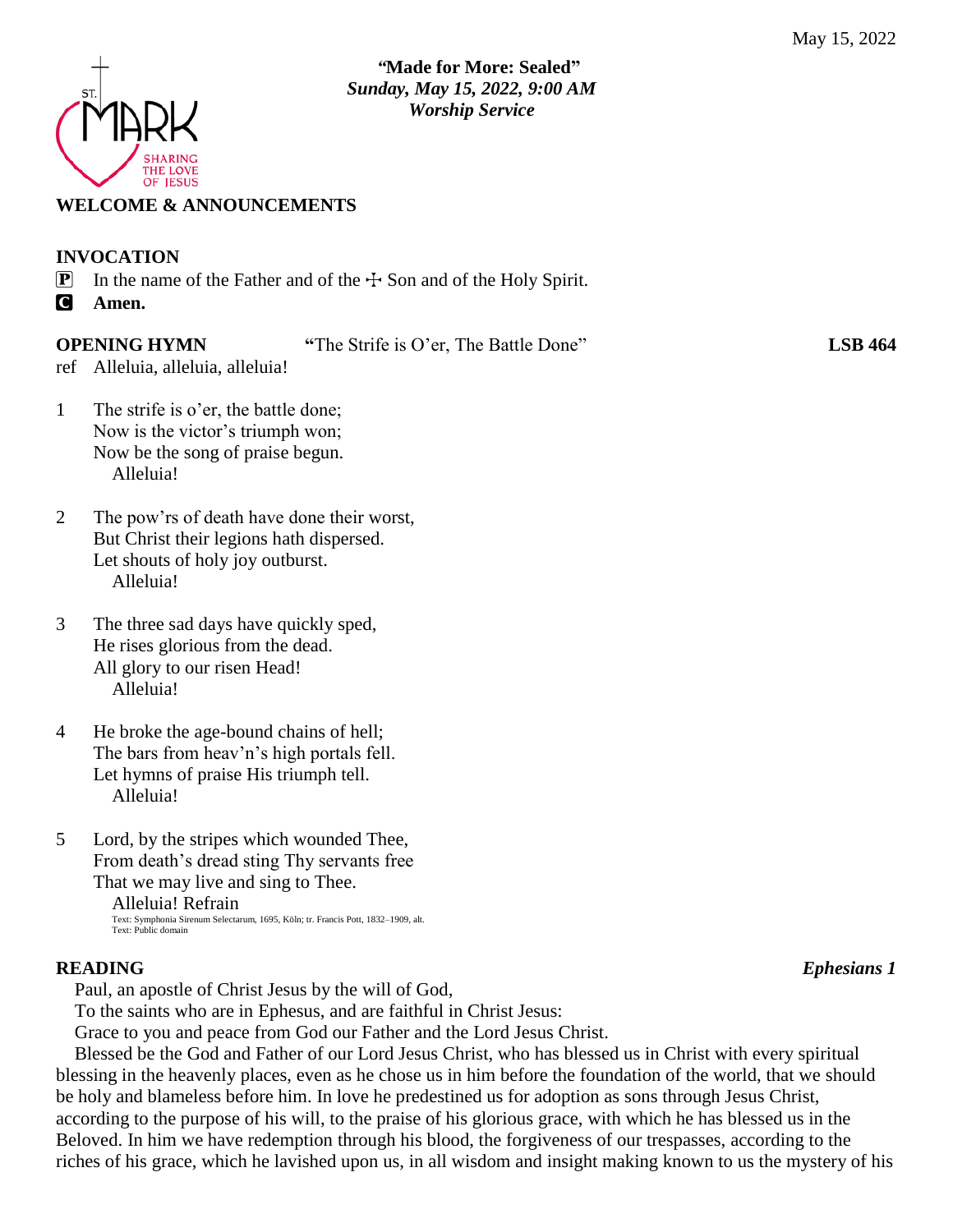May 15, 2022

ST. MARK
SHARING THE LOVE OF JESUS

**"Made for More: Sealed"**
***Sunday, May 15, 2022, 9:00 AM***
***Worship Service***

**WELCOME & ANNOUNCEMENTS**

**INVOCATION**

P In the name of the Father and of the ☩ Son and of the Holy Spirit.

C **Amen.**

**OPENING HYMN** "The Strife is O'er, The Battle Done" **LSB 464**

ref Alleluia, alleluia, alleluia!

1 The strife is o'er, the battle done;
Now is the victor's triumph won;
Now be the song of praise begun.
Alleluia!

2 The pow'rs of death have done their worst,
But Christ their legions hath dispersed.
Let shouts of holy joy outburst.
Alleluia!

3 The three sad days have quickly sped,
He rises glorious from the dead.
All glory to our risen Head!
Alleluia!

4 He broke the age-bound chains of hell;
The bars from heav'n's high portals fell.
Let hymns of praise His triumph tell.
Alleluia!

5 Lord, by the stripes which wounded Thee,
From death's dread sting Thy servants free
That we may live and sing to Thee.
Alleluia! Refrain

Text: Symphonia Sirenum Selectarum, 1695, Köln; tr. Francis Pott, 1832–1909, alt.
Text: Public domain

**READING** ***Ephesians 1***

Paul, an apostle of Christ Jesus by the will of God,

To the saints who are in Ephesus, and are faithful in Christ Jesus:

Grace to you and peace from God our Father and the Lord Jesus Christ.

Blessed be the God and Father of our Lord Jesus Christ, who has blessed us in Christ with every spiritual blessing in the heavenly places, even as he chose us in him before the foundation of the world, that we should be holy and blameless before him. In love he predestined us for adoption as sons through Jesus Christ, according to the purpose of his will, to the praise of his glorious grace, with which he has blessed us in the Beloved. In him we have redemption through his blood, the forgiveness of our trespasses, according to the riches of his grace, which he lavished upon us, in all wisdom and insight making known to us the mystery of his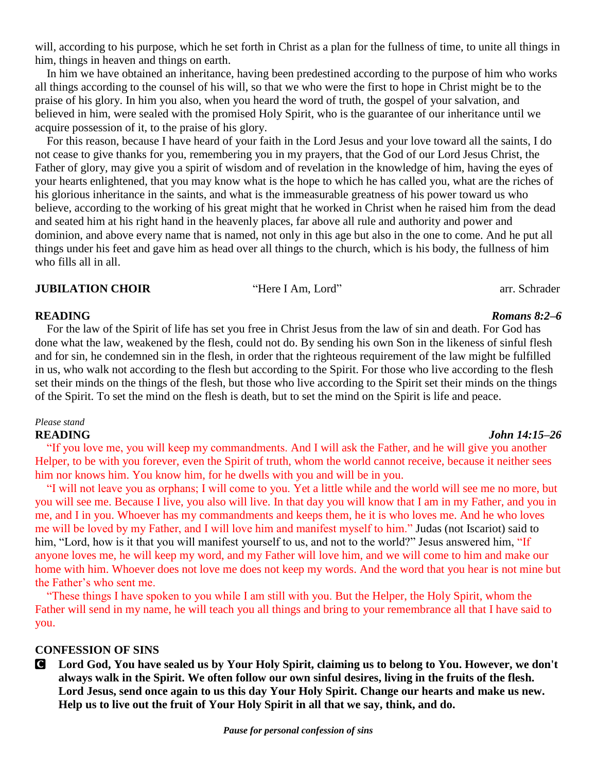will, according to his purpose, which he set forth in Christ as a plan for the fullness of time, to unite all things in him, things in heaven and things on earth.

In him we have obtained an inheritance, having been predestined according to the purpose of him who works all things according to the counsel of his will, so that we who were the first to hope in Christ might be to the praise of his glory. In him you also, when you heard the word of truth, the gospel of your salvation, and believed in him, were sealed with the promised Holy Spirit, who is the guarantee of our inheritance until we acquire possession of it, to the praise of his glory.

For this reason, because I have heard of your faith in the Lord Jesus and your love toward all the saints, I do not cease to give thanks for you, remembering you in my prayers, that the God of our Lord Jesus Christ, the Father of glory, may give you a spirit of wisdom and of revelation in the knowledge of him, having the eyes of your hearts enlightened, that you may know what is the hope to which he has called you, what are the riches of his glorious inheritance in the saints, and what is the immeasurable greatness of his power toward us who believe, according to the working of his great might that he worked in Christ when he raised him from the dead and seated him at his right hand in the heavenly places, far above all rule and authority and power and dominion, and above every name that is named, not only in this age but also in the one to come. And he put all things under his feet and gave him as head over all things to the church, which is his body, the fullness of him who fills all in all.

**JUBILATION CHOIR** "Here I Am, Lord" arr. Schrader

**READING** ***Romans 8:2–6***

For the law of the Spirit of life has set you free in Christ Jesus from the law of sin and death. For God has done what the law, weakened by the flesh, could not do. By sending his own Son in the likeness of sinful flesh and for sin, he condemned sin in the flesh, in order that the righteous requirement of the law might be fulfilled in us, who walk not according to the flesh but according to the Spirit. For those who live according to the flesh set their minds on the things of the flesh, but those who live according to the Spirit set their minds on the things of the Spirit. To set the mind on the flesh is death, but to set the mind on the Spirit is life and peace.

*Please stand*

**READING** ***John 14:15–26***

"If you love me, you will keep my commandments. And I will ask the Father, and he will give you another Helper, to be with you forever, even the Spirit of truth, whom the world cannot receive, because it neither sees him nor knows him. You know him, for he dwells with you and will be in you.

"I will not leave you as orphans; I will come to you. Yet a little while and the world will see me no more, but you will see me. Because I live, you also will live. In that day you will know that I am in my Father, and you in me, and I in you. Whoever has my commandments and keeps them, he it is who loves me. And he who loves me will be loved by my Father, and I will love him and manifest myself to him." Judas (not Iscariot) said to him, "Lord, how is it that you will manifest yourself to us, and not to the world?" Jesus answered him, "If anyone loves me, he will keep my word, and my Father will love him, and we will come to him and make our home with him. Whoever does not love me does not keep my words. And the word that you hear is not mine but the Father's who sent me.

"These things I have spoken to you while I am still with you. But the Helper, the Holy Spirit, whom the Father will send in my name, he will teach you all things and bring to your remembrance all that I have said to you.

**CONFESSION OF SINS**

**C** **Lord God, You have sealed us by Your Holy Spirit, claiming us to belong to You. However, we don't always walk in the Spirit. We often follow our own sinful desires, living in the fruits of the flesh. Lord Jesus, send once again to us this day Your Holy Spirit. Change our hearts and make us new. Help us to live out the fruit of Your Holy Spirit in all that we say, think, and do.**

***Pause for personal confession of sins***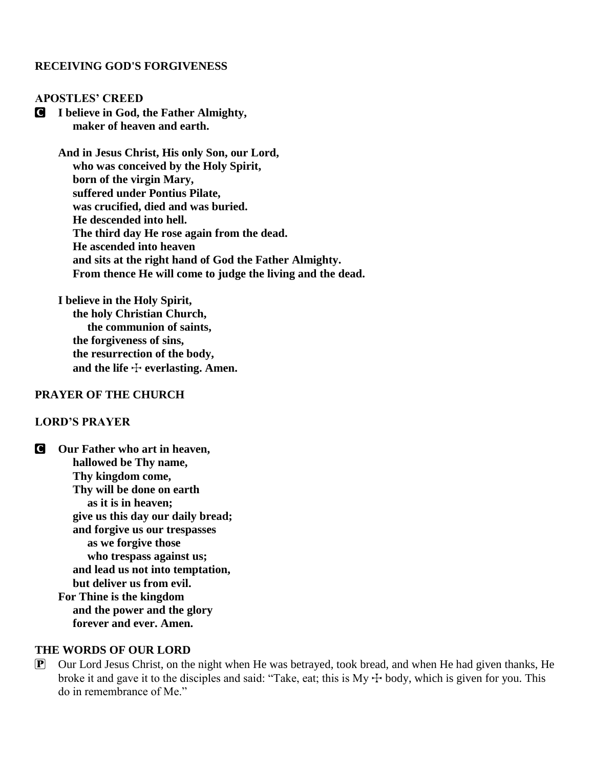**RECEIVING GOD'S FORGIVENESS**

**APOSTLES' CREED**

**C I believe in God, the Father Almighty,**
**maker of heaven and earth.**

**And in Jesus Christ, His only Son, our Lord,**
**who was conceived by the Holy Spirit,**
**born of the virgin Mary,**
**suffered under Pontius Pilate,**
**was crucified, died and was buried.**
**He descended into hell.**
**The third day He rose again from the dead.**
**He ascended into heaven**
**and sits at the right hand of God the Father Almighty.**
**From thence He will come to judge the living and the dead.**

**I believe in the Holy Spirit,**
**the holy Christian Church,**
**the communion of saints,**
**the forgiveness of sins,**
**the resurrection of the body,**
**and the life ☩ everlasting. Amen.**

**PRAYER OF THE CHURCH**

**LORD'S PRAYER**

**C Our Father who art in heaven,**
**hallowed be Thy name,**
**Thy kingdom come,**
**Thy will be done on earth**
**as it is in heaven;**
**give us this day our daily bread;**
**and forgive us our trespasses**
**as we forgive those**
**who trespass against us;**
**and lead us not into temptation,**
**but deliver us from evil.**
**For Thine is the kingdom**
**and the power and the glory**
**forever and ever. Amen.**

**THE WORDS OF OUR LORD**

P Our Lord Jesus Christ, on the night when He was betrayed, took bread, and when He had given thanks, He broke it and gave it to the disciples and said: "Take, eat; this is My ☩ body, which is given for you. This do in remembrance of Me."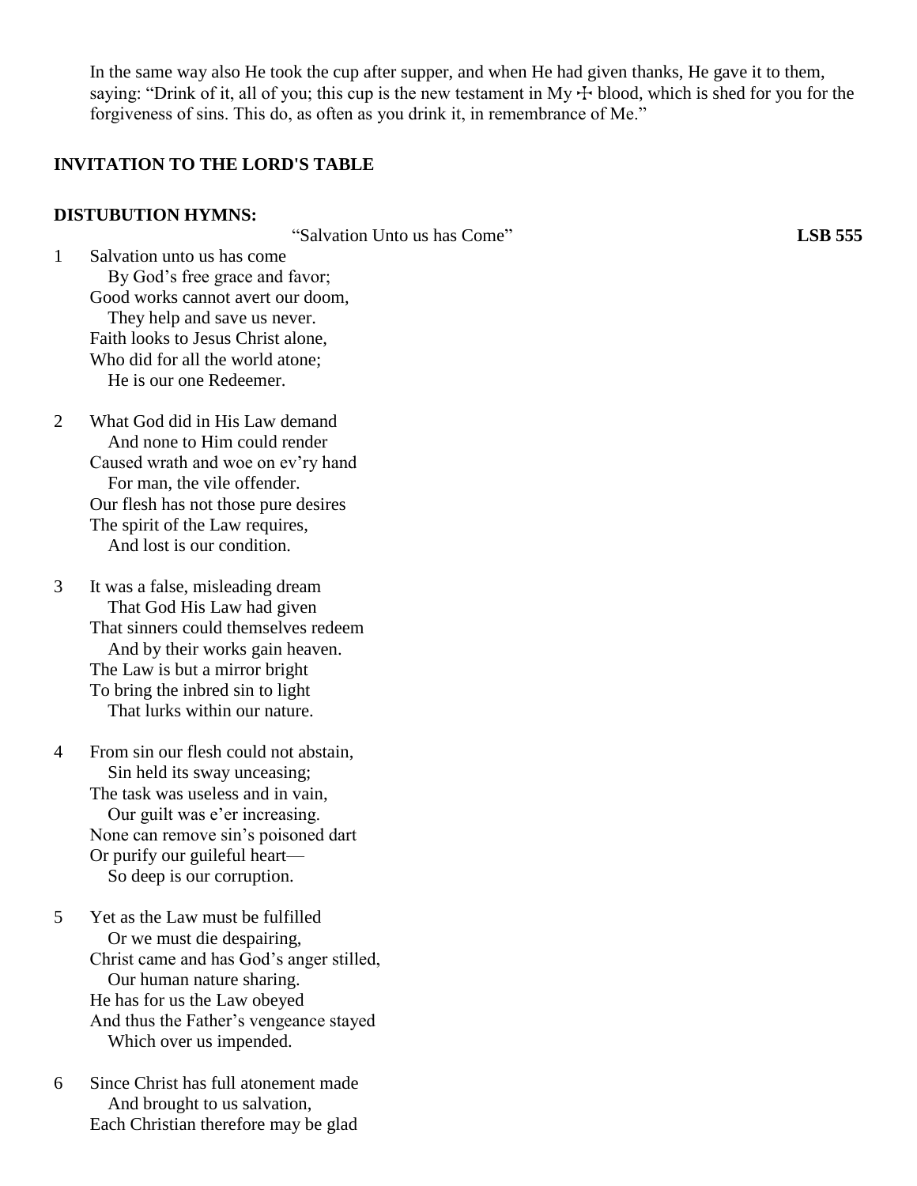In the same way also He took the cup after supper, and when He had given thanks, He gave it to them, saying: "Drink of it, all of you; this cup is the new testament in My ☩ blood, which is shed for you for the forgiveness of sins. This do, as often as you drink it, in remembrance of Me."

**INVITATION TO THE LORD'S TABLE**

**DISTUBUTION HYMNS:**

"Salvation Unto us has Come" **LSB 555**

1 Salvation unto us has come
By God's free grace and favor;
Good works cannot avert our doom,
They help and save us never.
Faith looks to Jesus Christ alone,
Who did for all the world atone;
He is our one Redeemer.

2 What God did in His Law demand
And none to Him could render
Caused wrath and woe on ev'ry hand
For man, the vile offender.
Our flesh has not those pure desires
The spirit of the Law requires,
And lost is our condition.

3 It was a false, misleading dream
That God His Law had given
That sinners could themselves redeem
And by their works gain heaven.
The Law is but a mirror bright
To bring the inbred sin to light
That lurks within our nature.

4 From sin our flesh could not abstain,
Sin held its sway unceasing;
The task was useless and in vain,
Our guilt was e'er increasing.
None can remove sin's poisoned dart
Or purify our guileful heart—
So deep is our corruption.

5 Yet as the Law must be fulfilled
Or we must die despairing,
Christ came and has God's anger stilled,
Our human nature sharing.
He has for us the Law obeyed
And thus the Father's vengeance stayed
Which over us impended.

6 Since Christ has full atonement made
And brought to us salvation,
Each Christian therefore may be glad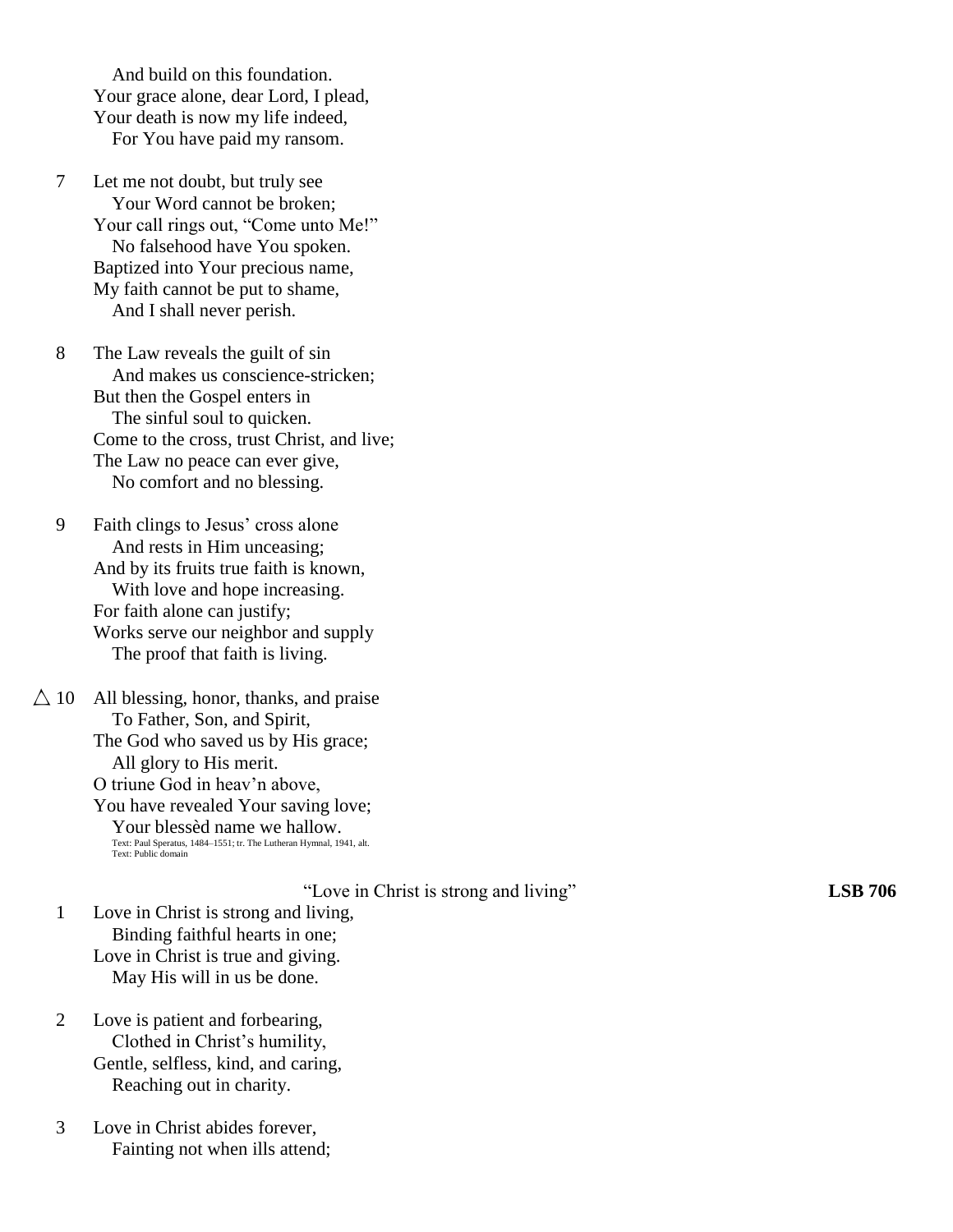And build on this foundation.  
Your grace alone, dear Lord, I plead,  
Your death is now my life indeed,  
For You have paid my ransom.

7 Let me not doubt, but truly see  
Your Word cannot be broken;  
Your call rings out, “Come unto Me!”  
No falsehood have You spoken.  
Baptized into Your precious name,  
My faith cannot be put to shame,  
And I shall never perish.

8 The Law reveals the guilt of sin  
And makes us conscience-stricken;  
But then the Gospel enters in  
The sinful soul to quicken.  
Come to the cross, trust Christ, and live;  
The Law no peace can ever give,  
No comfort and no blessing.

9 Faith clings to Jesus’ cross alone  
And rests in Him unceasing;  
And by its fruits true faith is known,  
With love and hope increasing.  
For faith alone can justify;  
Works serve our neighbor and supply  
The proof that faith is living.

△ 10 All blessing, honor, thanks, and praise  
To Father, Son, and Spirit,  
The God who saved us by His grace;  
All glory to His merit.  
O triune God in heav’n above,  
You have revealed Your saving love;  
Your blessèd name we hallow.

Text: Paul Speratus, 1484–1551; tr. The Lutheran Hymnal, 1941, alt.  
Text: Public domain

## “Love in Christ is strong and living” **LSB 706**

1 Love in Christ is strong and living,  
Binding faithful hearts in one;  
Love in Christ is true and giving.  
May His will in us be done.

2 Love is patient and forbearing,  
Clothed in Christ’s humility,  
Gentle, selfless, kind, and caring,  
Reaching out in charity.

3 Love in Christ abides forever,  
Fainting not when ills attend;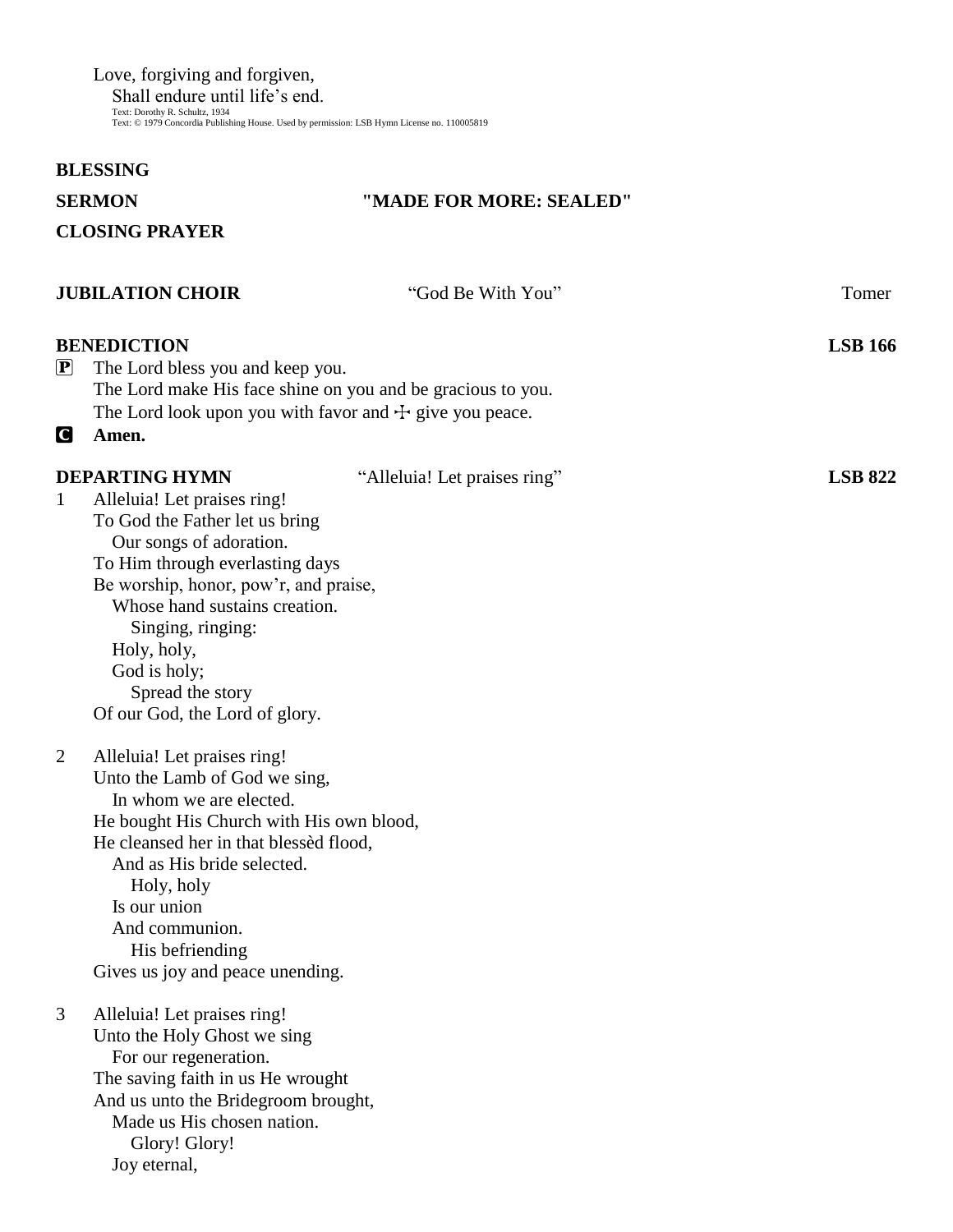Love, forgiving and forgiven,
  Shall endure until life's end.
Text: Dorothy R. Schultz, 1934
Text: © 1979 Concordia Publishing House. Used by permission: LSB Hymn License no. 110005819

**BLESSING**

**SERMON** **"MADE FOR MORE: SEALED"**

**CLOSING PRAYER**

**JUBILATION CHOIR** "God Be With You" Tomer

**BENEDICTION** **LSB 166**

P The Lord bless you and keep you.
The Lord make His face shine on you and be gracious to you.
The Lord look upon you with favor and ☩ give you peace.

C **Amen.**

**DEPARTING HYMN** "Alleluia! Let praises ring" **LSB 822**

1 Alleluia! Let praises ring!
To God the Father let us bring
  Our songs of adoration.
To Him through everlasting days
Be worship, honor, pow'r, and praise,
  Whose hand sustains creation.
    Singing, ringing:
  Holy, holy,
  God is holy;
    Spread the story
Of our God, the Lord of glory.

2 Alleluia! Let praises ring!
Unto the Lamb of God we sing,
  In whom we are elected.
He bought His Church with His own blood,
He cleansed her in that blessèd flood,
  And as His bride selected.
    Holy, holy
  Is our union
  And communion.
    His befriending
Gives us joy and peace unending.

3 Alleluia! Let praises ring!
Unto the Holy Ghost we sing
  For our regeneration.
The saving faith in us He wrought
And us unto the Bridegroom brought,
  Made us His chosen nation.
    Glory! Glory!
  Joy eternal,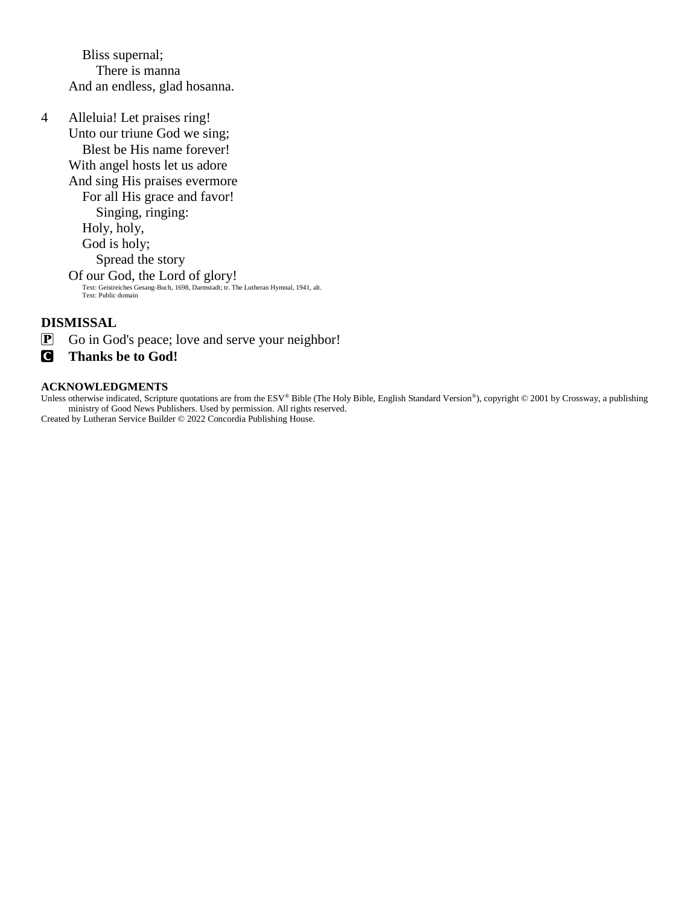Bliss supernal;
There is manna
And an endless, glad hosanna.

4 Alleluia! Let praises ring!
Unto our triune God we sing;
Blest be His name forever!
With angel hosts let us adore
And sing His praises evermore
For all His grace and favor!
Singing, ringing:
Holy, holy,
God is holy;
Spread the story
Of our God, the Lord of glory!

Text: Geistreiches Gesang-Buch, 1698, Darmstadt; tr. The Lutheran Hymnal, 1941, alt.
Text: Public domain

## DISMISSAL

P Go in God's peace; love and serve your neighbor!

C **Thanks be to God!**

### ACKNOWLEDGMENTS

Unless otherwise indicated, Scripture quotations are from the ESV® Bible (The Holy Bible, English Standard Version®), copyright © 2001 by Crossway, a publishing ministry of Good News Publishers. Used by permission. All rights reserved.

Created by Lutheran Service Builder © 2022 Concordia Publishing House.